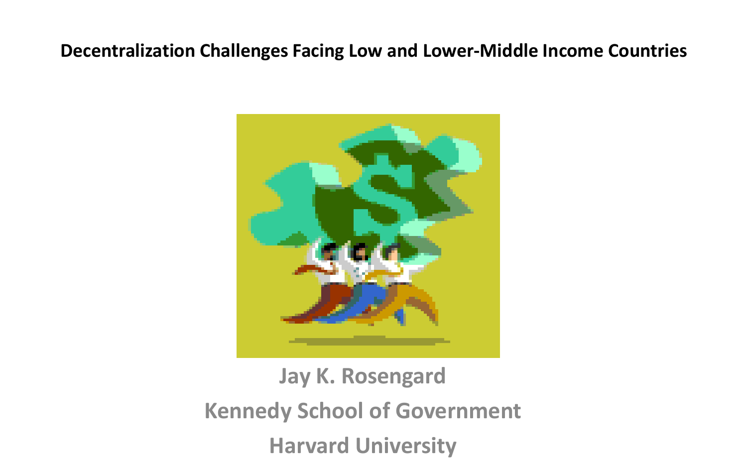# Decentralization Challenges Facing Low and Lower-Middle Income Countries

Jay K. Rosengard

Kennedy School of Government

Harvard University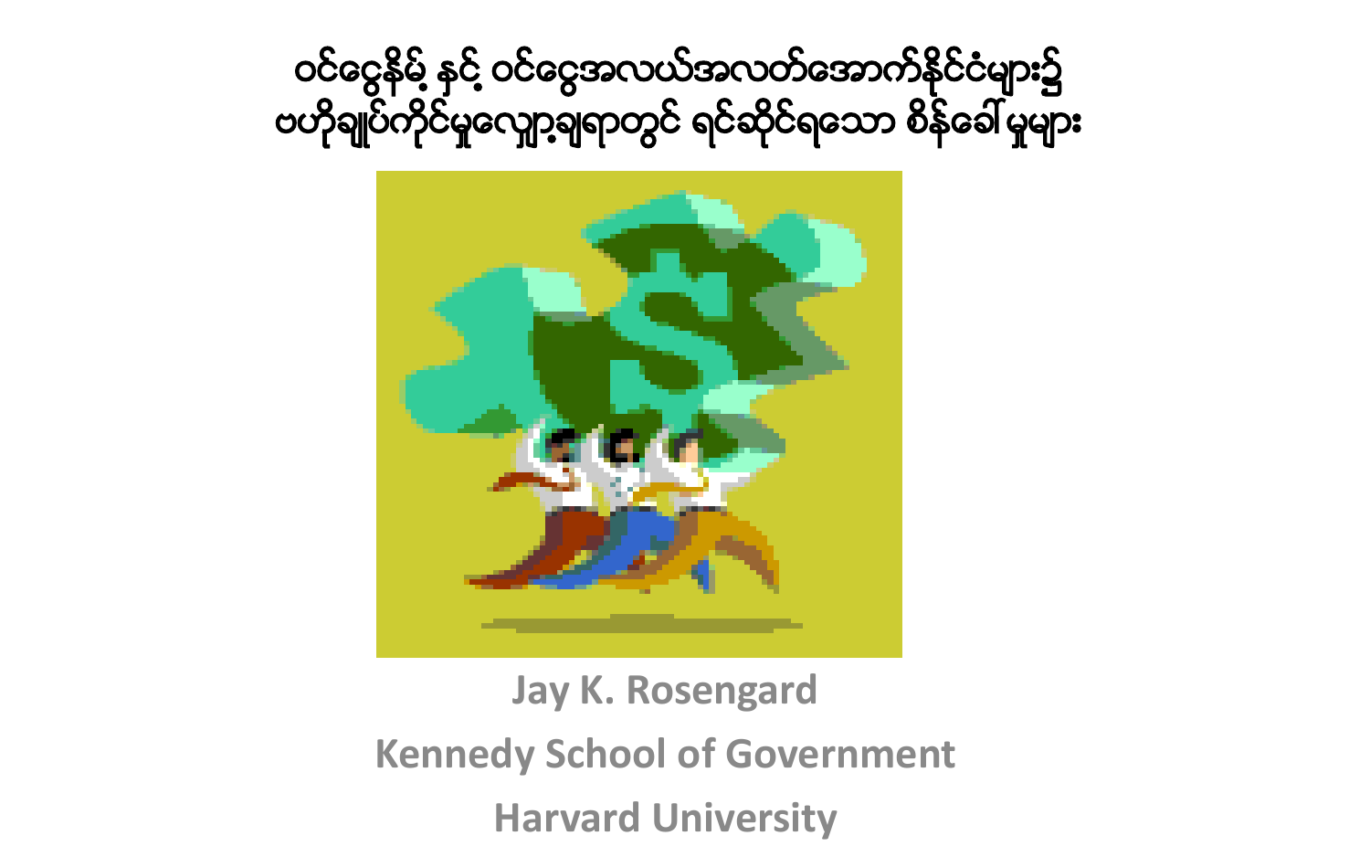# ဝင်ငွေနိမ့် နှင့် ဝင်ငွေအလယ်အလတ်အောက်နိုင်ငံများ၌ ဗဟိုချုပ်ကိုင်မှုလျှော့ချရာတွင် ရင်ဆိုင်ရသော စိန်ခေါ်မှုများ

**Jay K. Rosengard**

**Kennedy School of Government**

**Harvard University**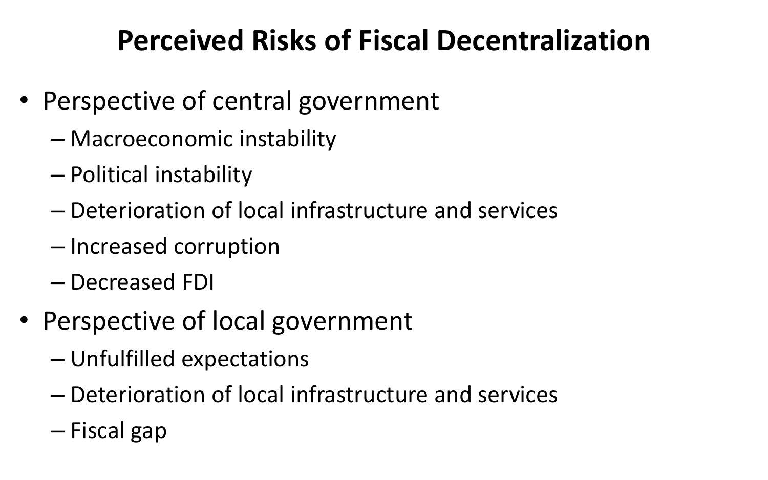# Perceived Risks of Fiscal Decentralization

- Perspective of central government
  - Macroeconomic instability
  - Political instability
  - Deterioration of local infrastructure and services
  - Increased corruption
  - Decreased FDI
- Perspective of local government
  - Unfulfilled expectations
  - Deterioration of local infrastructure and services
  - Fiscal gap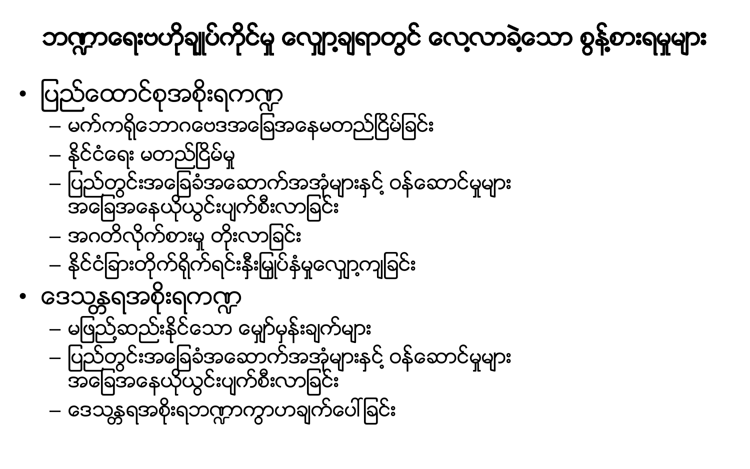# ဘဏ္ဍာရေးဗဟိုချုပ်ကိုင်မှု လျှော့ချရာတွင် လေ့လာခဲ့သော စွန့်စားရမှုများ

- ပြည်ထောင်စုအစိုးရကဏ္ဍ
  - မက်ကရိုဘောဂဗေဒအခြေအနေမတည်ငြိမ်ခြင်း
  - နိုင်ငံရေး မတည်ငြိမ်မှု
  - ပြည်တွင်းအခြေခံအဆောက်အအုံများနှင့် ဝန်ဆောင်မှုများ အခြေအနေယိုယွင်းပျက်စီးလာခြင်း
  - အဂတိလိုက်စားမှု တိုးလာခြင်း
  - နိုင်ငံခြားတိုက်ရိုက်ရင်းနှီးမြှုပ်နှံမှုလျှော့ကျခြင်း
- ဒေသန္တရအစိုးရကဏ္ဍ
  - မဖြည့်ဆည်းနိုင်သော မျှော်မှန်းချက်များ
  - ပြည်တွင်းအခြေခံအဆောက်အအုံများနှင့် ဝန်ဆောင်မှုများ အခြေအနေယိုယွင်းပျက်စီးလာခြင်း
  - ဒေသန္တရအစိုးရဘဏ္ဍာကွာဟချက်ပေါ်ခြင်း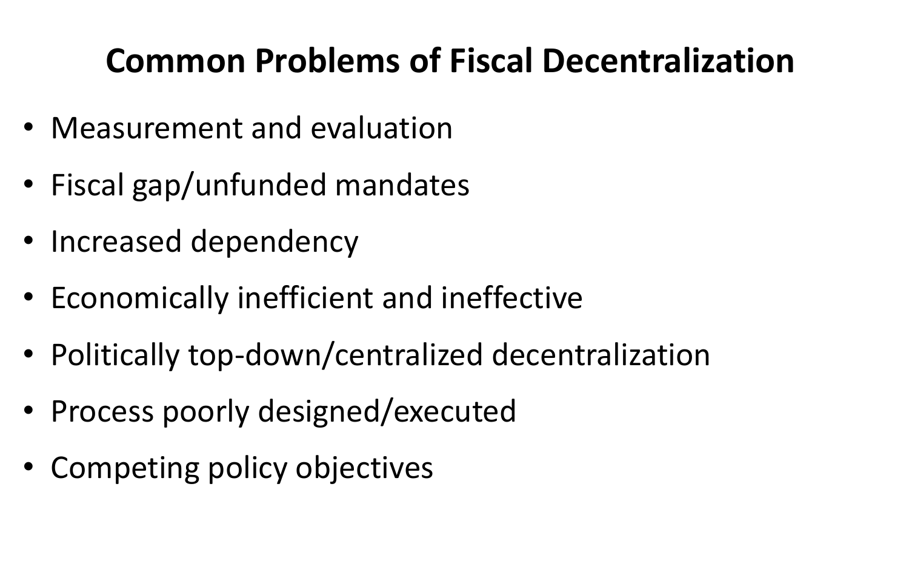# Common Problems of Fiscal Decentralization

- Measurement and evaluation
- Fiscal gap/unfunded mandates
- Increased dependency
- Economically inefficient and ineffective
- Politically top-down/centralized decentralization
- Process poorly designed/executed
- Competing policy objectives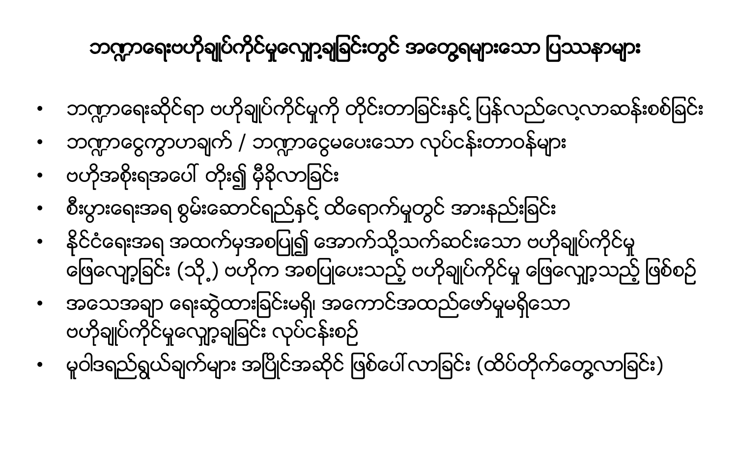# ဘဏ္ဍာရေးဗဟိုချုပ်ကိုင်မှုလျှော့ချခြင်းတွင် အတွေ့ရများသော ပြဿနာများ

- ဘဏ္ဍာရေးဆိုင်ရာ ဗဟိုချုပ်ကိုင်မှုကို တိုင်းတာခြင်းနှင့် ပြန်လည်လေ့လာဆန်းစစ်ခြင်း
- ဘဏ္ဍာငွေကွာဟချက် / ဘဏ္ဍာငွေမပေးသော လုပ်ငန်းတာဝန်များ
- ဗဟိုအစိုးရအပေါ် တိုး၍ မှီခိုလာခြင်း
- စီးပွားရေးအရ စွမ်းဆောင်ရည်နှင့် ထိရောက်မှုတွင် အားနည်းခြင်း
- နိုင်ငံရေးအရ အထက်မှအစပြု၍ အောက်သို့သက်ဆင်းသော ဗဟိုချုပ်ကိုင်မှု ဖြေလျှော့ခြင်း (သို့) ဗဟိုက အစပြုပေးသည့် ဗဟိုချုပ်ကိုင်မှု ဖြေလျှော့သည့် ဖြစ်စဉ်
- အသေအချာ ရေးဆွဲထားခြင်းမရှိ၊ အကောင်အထည်ဖော်မှုမရှိသော ဗဟိုချုပ်ကိုင်မှုလျှော့ချခြင်း လုပ်ငန်းစဉ်
- မူဝါဒရည်ရွယ်ချက်များ အပြိုင်အဆိုင် ဖြစ်ပေါ်လာခြင်း (ထိပ်တိုက်တွေ့လာခြင်း)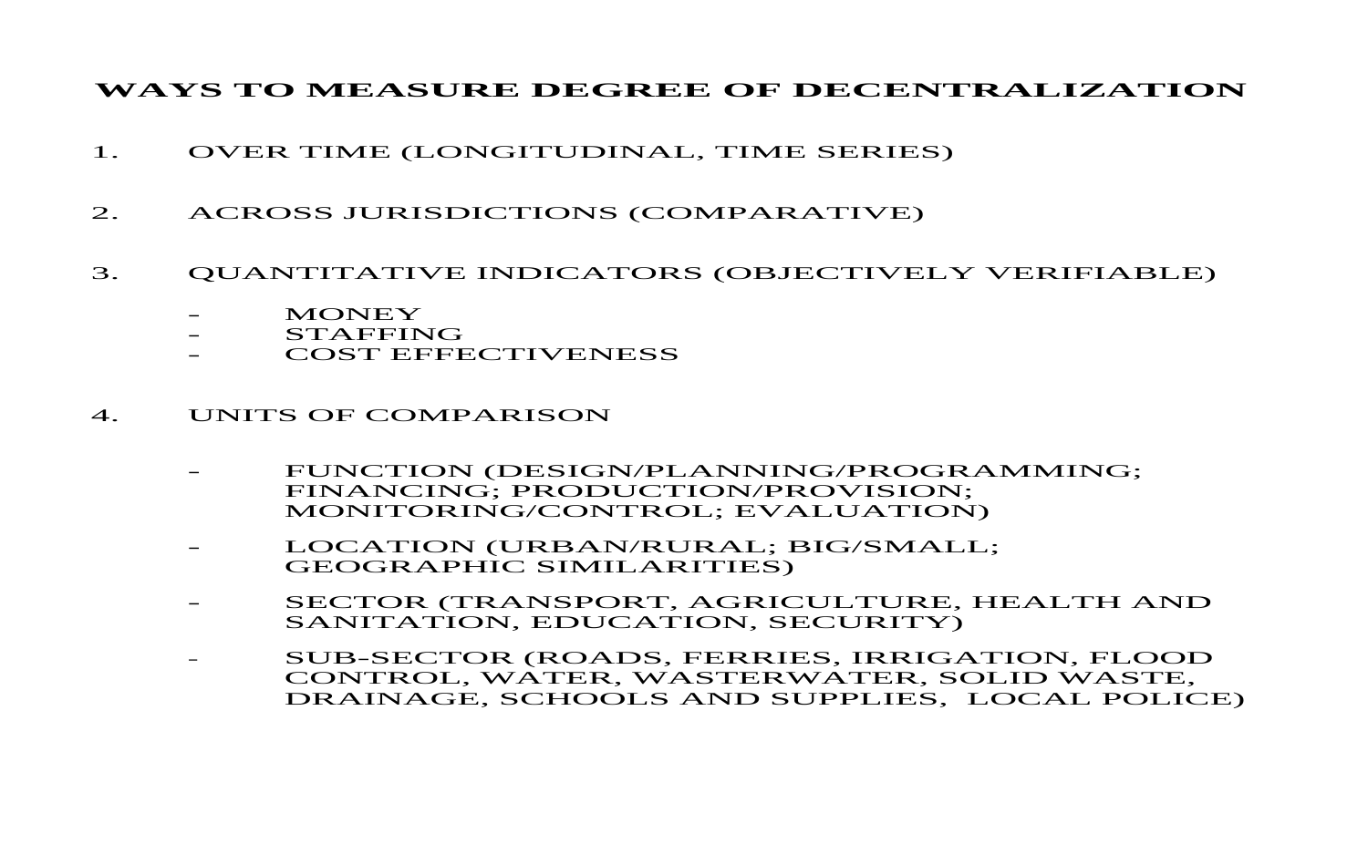# WAYS TO MEASURE DEGREE OF DECENTRALIZATION

1. OVER TIME (LONGITUDINAL, TIME SERIES)

2. ACROSS JURISDICTIONS (COMPARATIVE)

3. QUANTITATIVE INDICATORS (OBJECTIVELY VERIFIABLE)

   - MONEY
   - STAFFING
   - COST EFFECTIVENESS

4. UNITS OF COMPARISON

   - FUNCTION (DESIGN/PLANNING/PROGRAMMING; FINANCING; PRODUCTION/PROVISION; MONITORING/CONTROL; EVALUATION)

   - LOCATION (URBAN/RURAL; BIG/SMALL; GEOGRAPHIC SIMILARITIES)

   - SECTOR (TRANSPORT, AGRICULTURE, HEALTH AND SANITATION, EDUCATION, SECURITY)

   - SUB-SECTOR (ROADS, FERRIES, IRRIGATION, FLOOD CONTROL, WATER, WASTERWATER, SOLID WASTE, DRAINAGE, SCHOOLS AND SUPPLIES, LOCAL POLICE)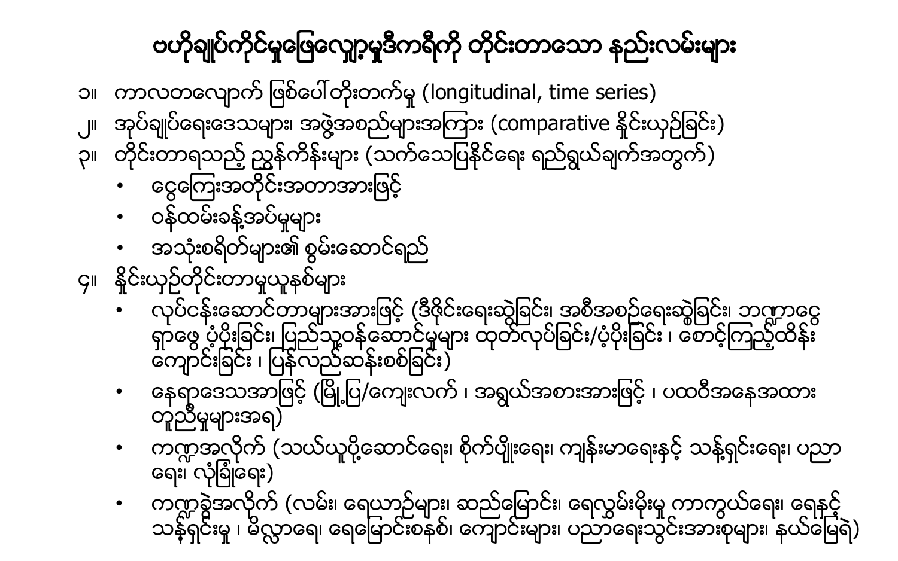# ဗဟိုချုပ်ကိုင်မှုဖြေလျှော့မှုဒီကရီကို တိုင်းတာသော နည်းလမ်းများ

၁။ ကာလတလျှောက် ဖြစ်ပေါ်တိုးတက်မှု (longitudinal, time series)

၂။ အုပ်ချုပ်ရေးဒေသများ၊ အဖွဲ့အစည်းများအကြား (comparative နှိုင်းယှဉ်ခြင်း)

၃။ တိုင်းတာရသည့် ညွှန်ကိန်းများ (သက်သေပြနိုင်ရေး ရည်ရွယ်ချက်အတွက်)

- ငွေကြေးအတိုင်းအတာအားဖြင့်
- ဝန်ထမ်းခန့်အပ်မှုများ
- အသုံးစရိတ်များ၏ စွမ်းဆောင်ရည်

၄။ နှိုင်းယှဉ်တိုင်းတာမှုယူနစ်များ

- လုပ်ငန်းဆောင်တာများအားဖြင့် (ဒီဇိုင်းရေးဆွဲခြင်း၊ အစီအစဉ်ရေးဆွဲခြင်း၊ ဘဏ္ဍာငွေ ရှာဖွေ ပံ့ပိုးခြင်း၊ ပြည်သူ့ဝန်ဆောင်မှုများ ထုတ်လုပ်ခြင်း/ပံ့ပိုးခြင်း ၊ စောင့်ကြည့်ထိန်းကျောင်းခြင်း ၊ ပြန်လည်ဆန်းစစ်ခြင်း)
- နေရာဒေသအားဖြင့် (မြို့ပြ/ကျေးလက် ၊ အရွယ်အစားအားဖြင့် ၊ ပထဝီအနေအထား တူညီမှုများအရ)
- ကဏ္ဍအလိုက် (သယ်ယူပို့ဆောင်ရေး၊ စိုက်ပျိုးရေး၊ ကျန်းမာရေးနှင့် သန့်ရှင်းရေး၊ ပညာရေး၊ လုံခြုံရေး)
- ကဏ္ဍခွဲအလိုက် (လမ်း၊ ရေယာဉ်များ၊ ဆည်မြောင်း၊ ရေလွှမ်းမိုးမှု ကာကွယ်ရေး၊ ရေနှင့် သန့်ရှင်းမှု ၊ မိလ္လာရေ၊ ရေမြောင်းစနစ်၊ ကျောင်းများ၊ ပညာရေးသွင်းအားစုများ၊ နယ်မြေရဲ)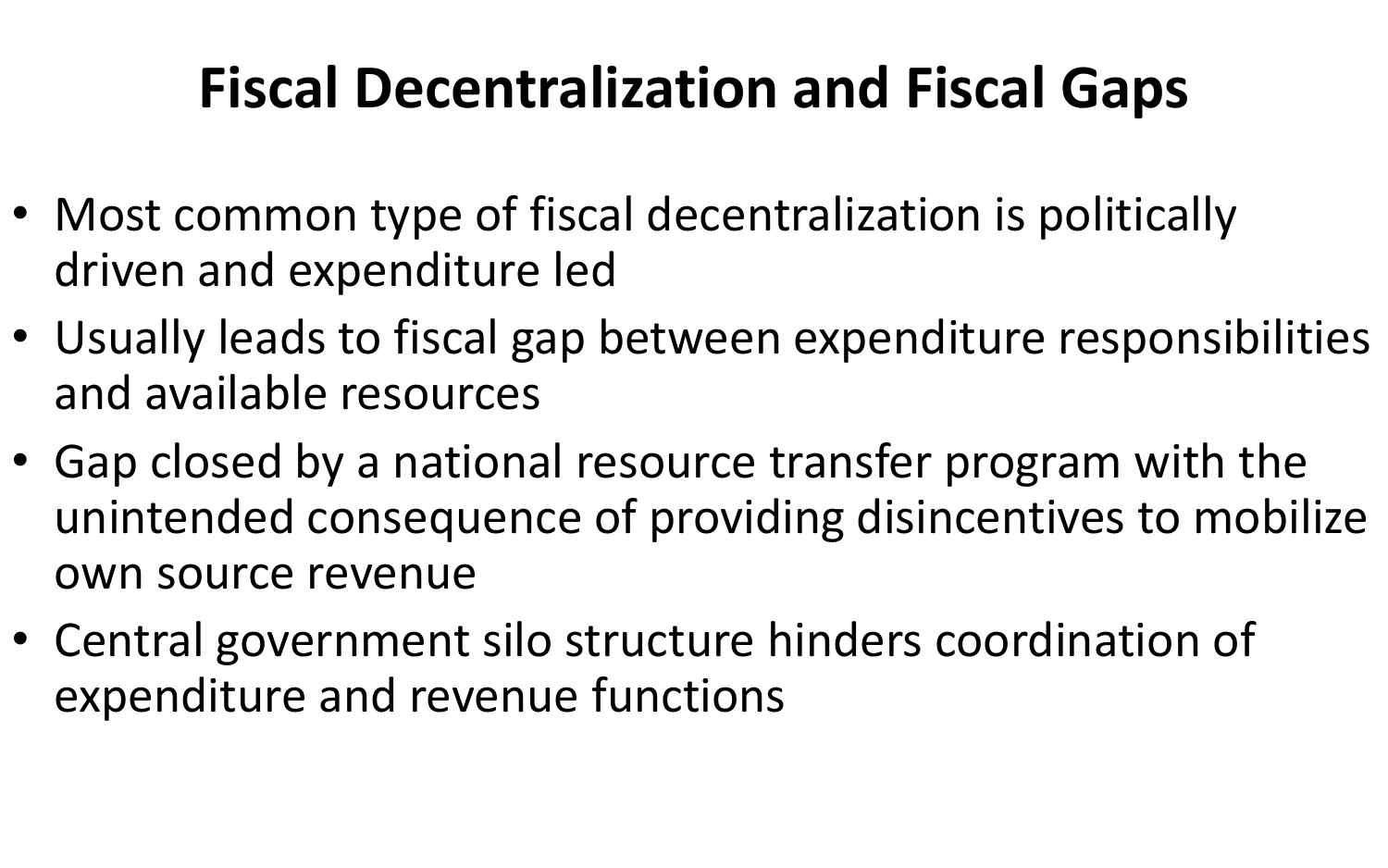# Fiscal Decentralization and Fiscal Gaps

- Most common type of fiscal decentralization is politically driven and expenditure led
- Usually leads to fiscal gap between expenditure responsibilities and available resources
- Gap closed by a national resource transfer program with the unintended consequence of providing disincentives to mobilize own source revenue
- Central government silo structure hinders coordination of expenditure and revenue functions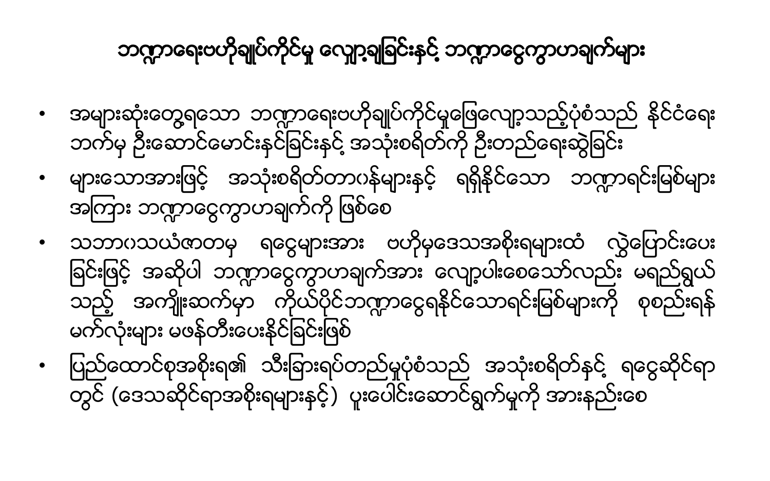# ဘဏ္ဍာရေးဗဟိုချုပ်ကိုင်မှု လျှော့ချခြင်းနှင့် ဘဏ္ဍာငွေကွာဟချက်များ

- အများဆုံးတွေ့ရသော ဘဏ္ဍာရေးဗဟိုချုပ်ကိုင်မှုဖြေလျှော့သည့်ပုံစံသည် နိုင်ငံရေးဘက်မှ ဦးဆောင်မောင်းနှင်ခြင်းနှင့် အသုံးစရိတ်ကို ဦးတည်ရေးဆွဲခြင်း
- များသောအားဖြင့် အသုံးစရိတ်တာဝန်များနှင့် ရရှိနိုင်သော ဘဏ္ဍာရင်းမြစ်များအကြား ဘဏ္ဍာငွေကွာဟချက်ကို ဖြစ်စေ
- သဘာဝသယံဇာတမှ ရငွေများအား ဗဟိုမှဒေသအစိုးရများထံ လွှဲပြောင်းပေးခြင်းဖြင့် အဆိုပါ ဘဏ္ဍာငွေကွာဟချက်အား လျော့ပါးစေသော်လည်း မရည်ရွယ်သည့် အကျိုးဆက်မှာ ကိုယ်ပိုင်ဘဏ္ဍာငွေရနိုင်သောရင်းမြစ်များကို စုစည်းရန် မက်လုံးများ မဖန်တီးပေးနိုင်ခြင်းဖြစ်
- ပြည်ထောင်စုအစိုးရ၏ သီးခြားရပ်တည်မှုပုံစံသည် အသုံးစရိတ်နှင့် ရငွေဆိုင်ရာတွင် (ဒေသဆိုင်ရာအစိုးရများနှင့်) ပူးပေါင်းဆောင်ရွက်မှုကို အားနည်းစေ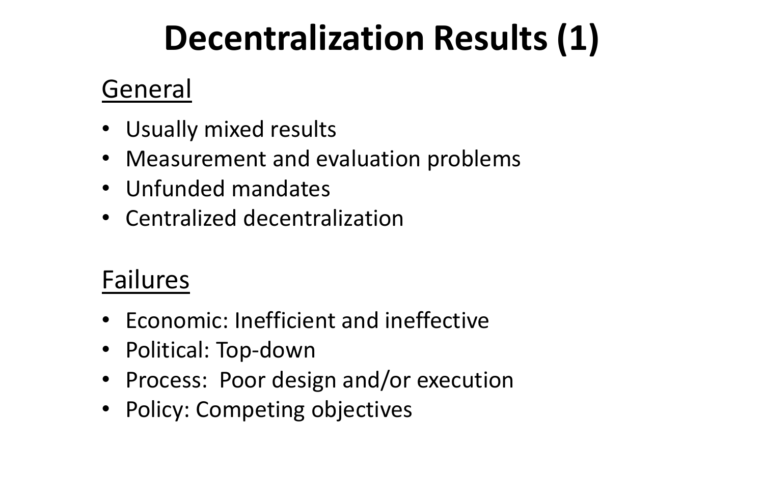# Decentralization Results (1)

## General

- Usually mixed results
- Measurement and evaluation problems
- Unfunded mandates
- Centralized decentralization

## Failures

- Economic: Inefficient and ineffective
- Political: Top-down
- Process:  Poor design and/or execution
- Policy: Competing objectives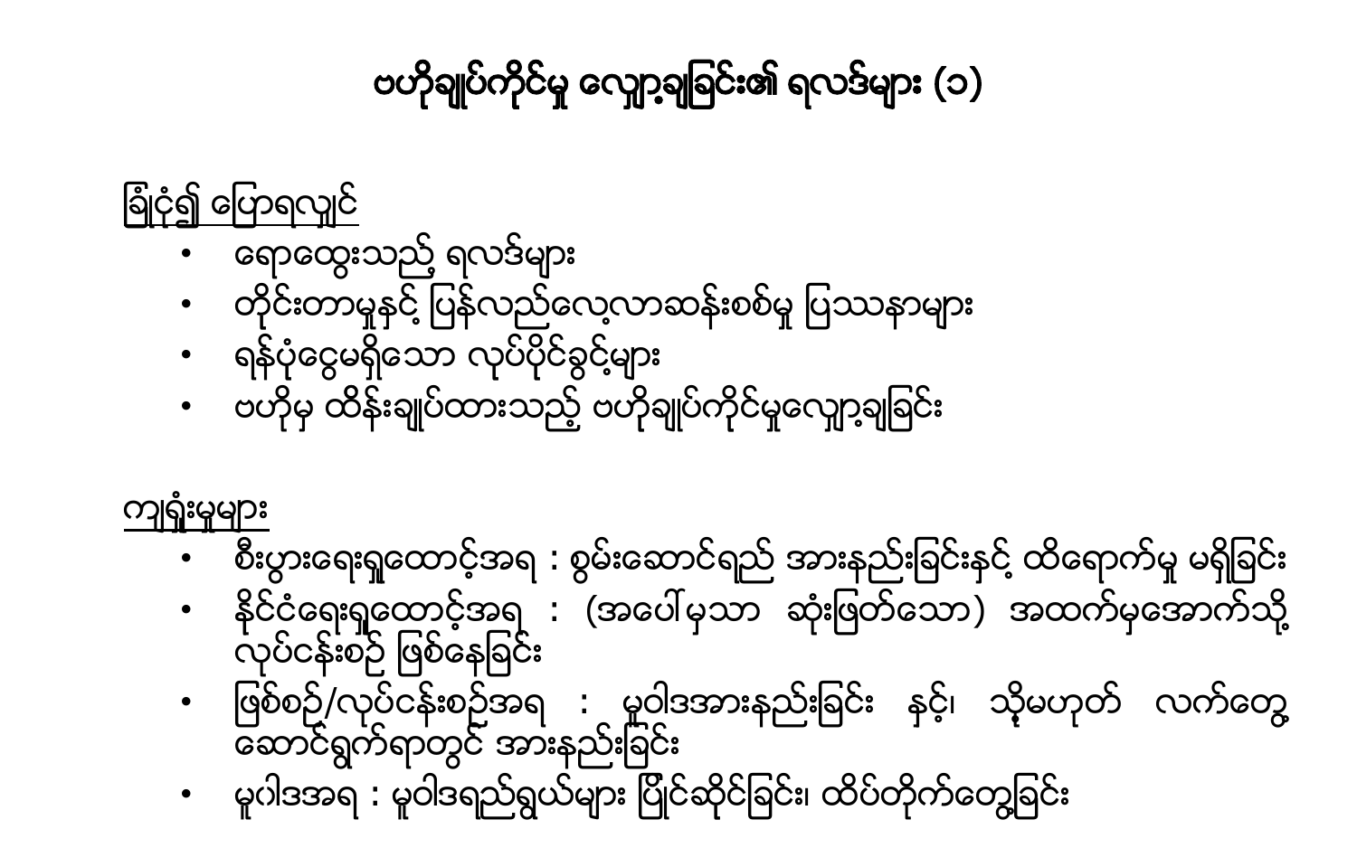# ဗဟိုချုပ်ကိုင်မှု လျှော့ချခြင်း၏ ရလဒ်များ (၁)

<u>ခြုံငုံ၍ ပြောရလျှင်</u>

- ရောထွေးသည့် ရလဒ်များ
- တိုင်းတာမှုနှင့် ပြန်လည်လေ့လာဆန်းစစ်မှု ပြဿနာများ
- ရန်ပုံငွေမရှိသော လုပ်ပိုင်ခွင့်များ
- ဗဟိုမှ ထိန်းချုပ်ထားသည့် ဗဟိုချုပ်ကိုင်မှုလျှော့ချခြင်း

<u>ကျရှုံးမှုများ</u>

- စီးပွားရေးရှုထောင့်အရ : စွမ်းဆောင်ရည် အားနည်းခြင်းနှင့် ထိရောက်မှု မရှိခြင်း
- နိုင်ငံရေးရှုထောင့်အရ : (အပေါ်မှသာ ဆုံးဖြတ်သော) အထက်မှအောက်သို့ လုပ်ငန်းစဉ် ဖြစ်နေခြင်း
- ဖြစ်စဉ်/လုပ်ငန်းစဉ်အရ : မူဝါဒအားနည်းခြင်း နှင့်၊ သို့မဟုတ် လက်တွေ့ ဆောင်ရွက်ရာတွင် အားနည်းခြင်း
- မူဂါဒအရ : မူဝါဒရည်ရွယ်များ ပြိုင်ဆိုင်ခြင်း၊ ထိပ်တိုက်တွေ့ခြင်း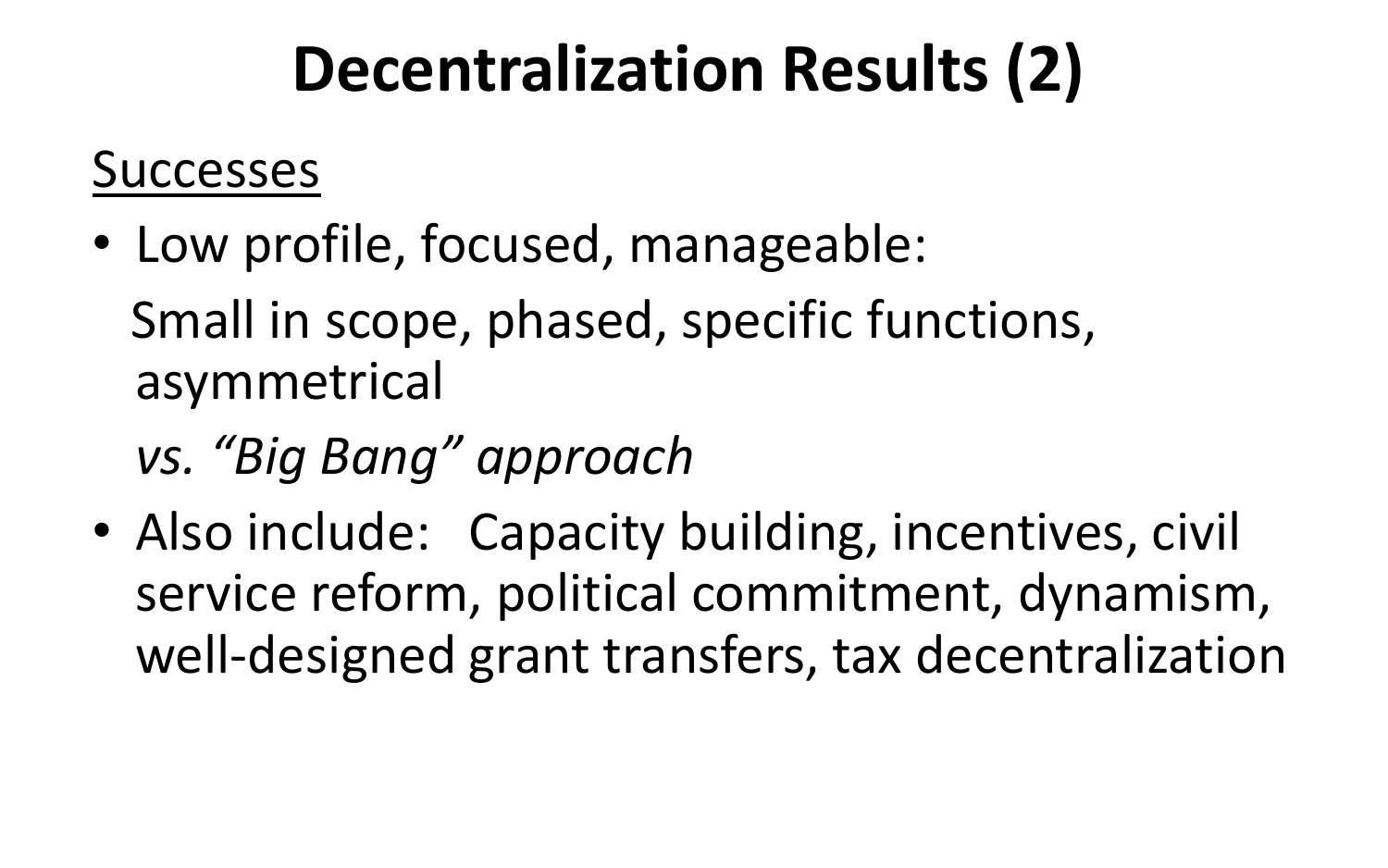# Decentralization Results (2)

Successes

- Low profile, focused, manageable:

  Small in scope, phased, specific functions, asymmetrical

  *vs. "Big Bang" approach*

- Also include: Capacity building, incentives, civil service reform, political commitment, dynamism, well-designed grant transfers, tax decentralization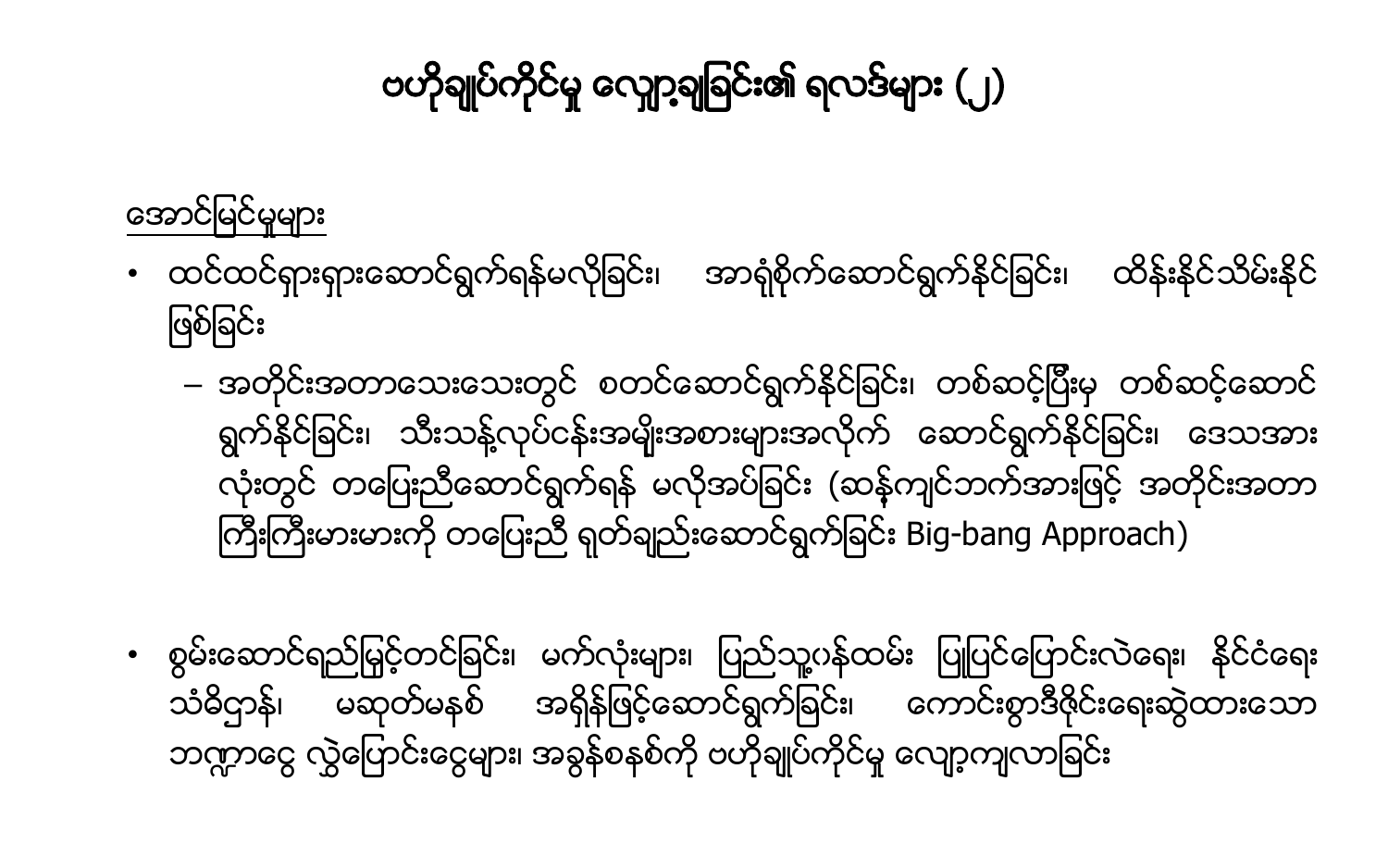# ဗဟိုချုပ်ကိုင်မှု လျှော့ချခြင်း၏ ရလဒ်များ (၂)

<u>အောင်မြင်မှုများ</u>

- ထင်ထင်ရှားရှားဆောင်ရွက်ရန်မလိုခြင်း၊ အာရုံစိုက်ဆောင်ရွက်နိုင်ခြင်း၊ ထိန်းနိုင်သိမ်းနိုင်ဖြစ်ခြင်း
  - အတိုင်းအတာသေးသေးတွင် စတင်ဆောင်ရွက်နိုင်ခြင်း၊ တစ်ဆင့်ပြီးမှ တစ်ဆင့်ဆောင်ရွက်နိုင်ခြင်း၊ သီးသန့်လုပ်ငန်းအမျိုးအစားများအလိုက် ဆောင်ရွက်နိုင်ခြင်း၊ ဒေသအားလုံးတွင် တပြေးညီဆောင်ရွက်ရန် မလိုအပ်ခြင်း (ဆန့်ကျင်ဘက်အားဖြင့် အတိုင်းအတာကြီးကြီးမားမားကို တပြေးညီ ရုတ်ချည်းဆောင်ရွက်ခြင်း Big-bang Approach)

- စွမ်းဆောင်ရည်မြှင့်တင်ခြင်း၊ မက်လုံးများ၊ ပြည်သူ့ဝန်ထမ်း ပြုပြင်ပြောင်းလဲရေး၊ နိုင်ငံရေးသံမိဌာန်၊ မဆုတ်မနစ် အရှိန်ဖြင့်ဆောင်ရွက်ခြင်း၊ ကောင်းစွာဒီဇိုင်းရေးဆွဲထားသော ဘဏ္ဍာငွေ လွှဲပြောင်းငွေများ၊ အခွန်စနစ်ကို ဗဟိုချုပ်ကိုင်မှု လျော့ကျလာခြင်း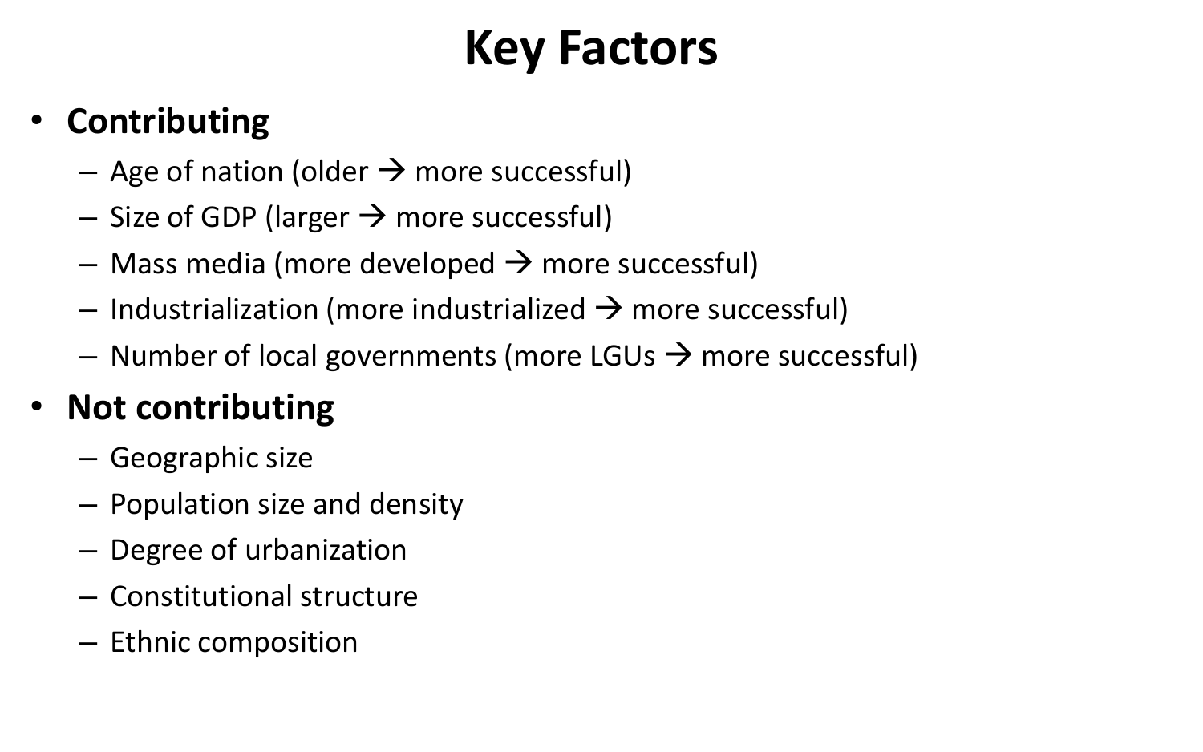# Key Factors

- **Contributing**
  - Age of nation (older → more successful)
  - Size of GDP (larger → more successful)
  - Mass media (more developed → more successful)
  - Industrialization (more industrialized → more successful)
  - Number of local governments (more LGUs → more successful)
- **Not contributing**
  - Geographic size
  - Population size and density
  - Degree of urbanization
  - Constitutional structure
  - Ethnic composition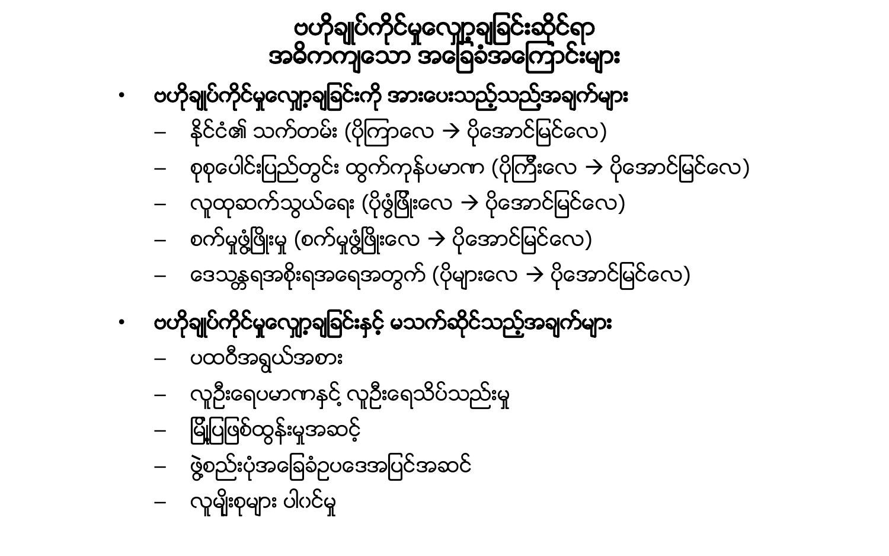# ဗဟိုချုပ်ကိုင်မှုလျှော့ချခြင်းဆိုင်ရာ အဓိကကျသော အခြေခံအကြောင်းများ

- **ဗဟိုချုပ်ကိုင်မှုလျှော့ချခြင်းကို အားပေးသည့်သည့်အချက်များ**
  - နိုင်ငံ၏ သက်တမ်း (ပိုကြာလေ → ပိုအောင်မြင်လေ)
  - စုစုပေါင်းပြည်တွင်း ထွက်ကုန်ပမာဏ (ပိုကြီးလေ → ပိုအောင်မြင်လေ)
  - လူထုဆက်သွယ်ရေး (ပိုဖွံ့ဖြိုးလေ → ပိုအောင်မြင်လေ)
  - စက်မှုဖွံ့ဖြိုးမှု (စက်မှုဖွံ့ဖြိုးလေ → ပိုအောင်မြင်လေ)
  - ဒေသန္တရအစိုးရအရေအတွက် (ပိုများလေ → ပိုအောင်မြင်လေ)

- **ဗဟိုချုပ်ကိုင်မှုလျှော့ချခြင်းနှင့် မသက်ဆိုင်သည့်အချက်များ**
  - ပထဝီအရွယ်အစား
  - လူဦးရေပမာဏနှင့် လူဦးရေသိပ်သည်းမှု
  - မြို့ပြဖြစ်ထွန်းမှုအဆင့်
  - ဖွဲ့စည်းပုံအခြေခံဥပဒေအပြင်အဆင်
  - လူမျိုးစုများ ပါဝင်မှု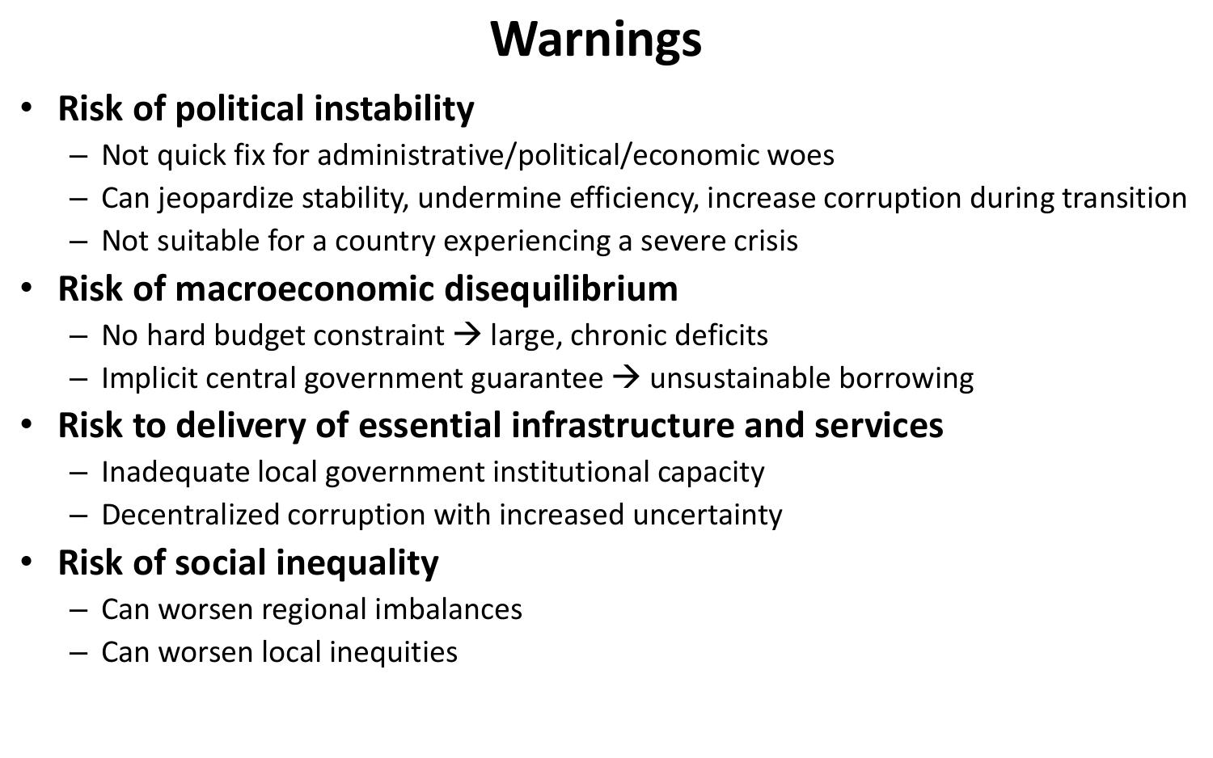# Warnings

- **Risk of political instability**
  - Not quick fix for administrative/political/economic woes
  - Can jeopardize stability, undermine efficiency, increase corruption during transition
  - Not suitable for a country experiencing a severe crisis
- **Risk of macroeconomic disequilibrium**
  - No hard budget constraint → large, chronic deficits
  - Implicit central government guarantee → unsustainable borrowing
- **Risk to delivery of essential infrastructure and services**
  - Inadequate local government institutional capacity
  - Decentralized corruption with increased uncertainty
- **Risk of social inequality**
  - Can worsen regional imbalances
  - Can worsen local inequities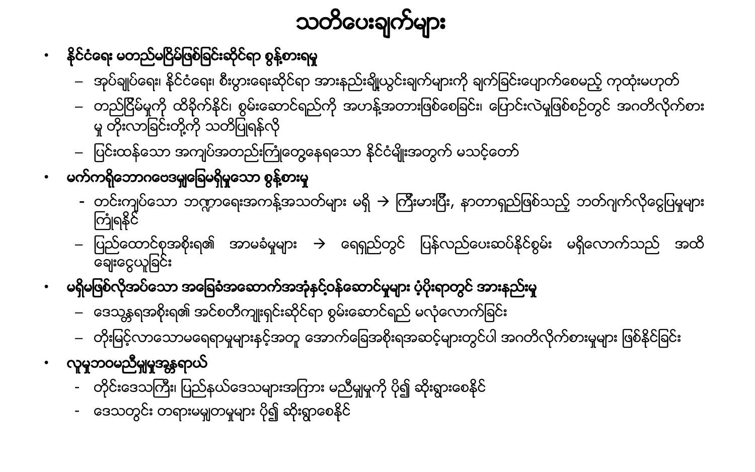# သတိပေးချက်များ

- **နိုင်ငံရေး မတည်မငြိမ်ဖြစ်ခြင်းဆိုင်ရာ စွန့်စားရမှု**
  - အုပ်ချုပ်ရေး၊ နိုင်ငံရေး၊ စီးပွားရေးဆိုင်ရာ အားနည်းချို့ယွင်းချက်များကို ချက်ခြင်းပျောက်စေမည့် ကုထုံးမဟုတ်
  - တည်ငြိမ်မှုကို ထိခိုက်နိုင်၊ စွမ်းဆောင်ရည်ကို အဟန့်အတားဖြစ်စေခြင်း၊ ပြောင်းလဲမှုဖြစ်စဉ်တွင် အဂတိလိုက်စားမှု တိုးလာခြင်းတို့ကို သတိပြုရန်လို
  - ပြင်းထန်သော အကျပ်အတည်းကြုံတွေ့နေရသော နိုင်ငံမျိုးအတွက် မသင့်တော်
- **မက်ကရိုဘောဂဗေဒမျှခြေမရှိမှုသော စွန့်စားမှု**
  - တင်းကျပ်သော ဘဏ္ဍာရေးအကန့်အသတ်များ မရှိ → ကြီးမားပြီး၊ နာတာရှည်ဖြစ်သည့် ဘတ်ဂျက်လိုငွေပြမှုများ ကြုံရနိုင်
  - ပြည်ထောင်စုအစိုးရ၏ အာမခံမှုများ → ရေရှည်တွင် ပြန်လည်ပေးဆပ်နိုင်စွမ်း မရှိလောက်သည် အထိ ချေးငွေယူခြင်း
- **မရှိမဖြစ်လိုအပ်သော အခြေခံအဆောက်အအုံနှင့်ဝန်ဆောင်မှုများ ပံ့ပိုးရာတွင် အားနည်းမှု**
  - ဒေသန္တရအစိုးရ၏ အင်ဂျင်နီယာဆိုင်ရာ စွမ်းဆောင်ရည် မလုံလောက်ခြင်း
  - တိုးမြင့်လာသောမရေရာမှုများနှင့်အတူ အောက်ခြေအစိုးရအဆင့်များတွင်ပါ အဂတိလိုက်စားမှုများ ဖြစ်နိုင်ခြင်း
- **လူမှုဘဝမညီမျှမှုအန္တရာယ်**
  - တိုင်းဒေသကြီး၊ ပြည်နယ်ဒေသများအကြား မညီမျှမှုကို ပို၍ ဆိုးရွားစေနိုင်
  - ဒေသတွင်း တရားမမျှတမှုများ ပို၍ ဆိုးရွားစေနိုင်